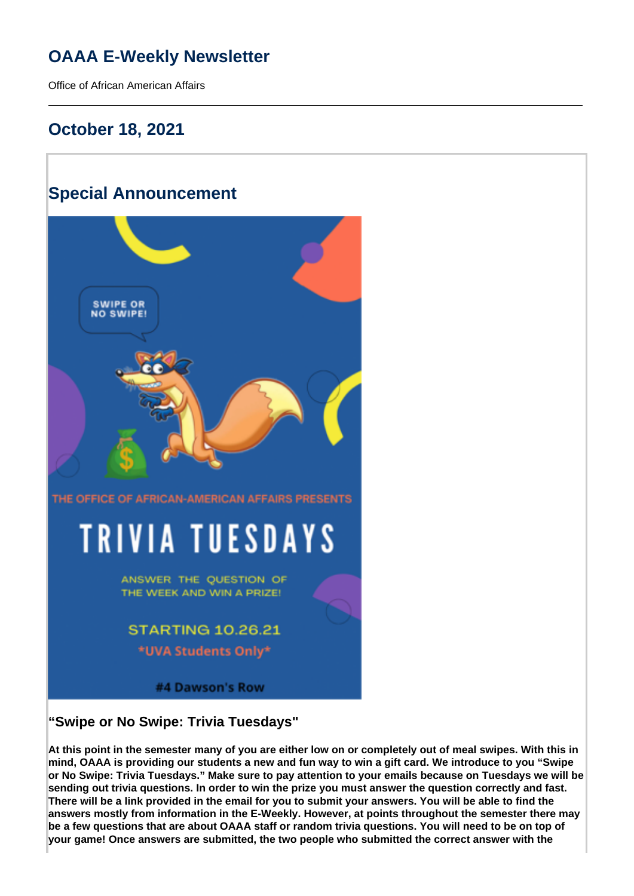# OAAA E-Weekly Newsletter

Office of African American Affairs

---

## October 18, 2021

## Special Announcement

SWIPE OR NO SWIPE!

THE OFFICE OF AFRICAN-AMERICAN AFFAIRS PRESENTS

TRIVIA TUESDAYS

ANSWER THE QUESTION OF THE WEEK AND WIN A PRIZE!

STARTING 10.26.21

*UVA Students Only*

#4 Dawson's Row

### “Swipe or No Swipe: Trivia Tuesdays"

**At this point in the semester many of you are either low on or completely out of meal swipes. With this in mind, OAAA is providing our students a new and fun way to win a gift card. We introduce to you “Swipe or No Swipe: Trivia Tuesdays.” Make sure to pay attention to your emails because on Tuesdays we will be sending out trivia questions. In order to win the prize you must answer the question correctly and fast. There will be a link provided in the email for you to submit your answers. You will be able to find the answers mostly from information in the E-Weekly. However, at points throughout the semester there may be a few questions that are about OAAA staff or random trivia questions. You will need to be on top of your game! Once answers are submitted, the two people who submitted the correct answer with the**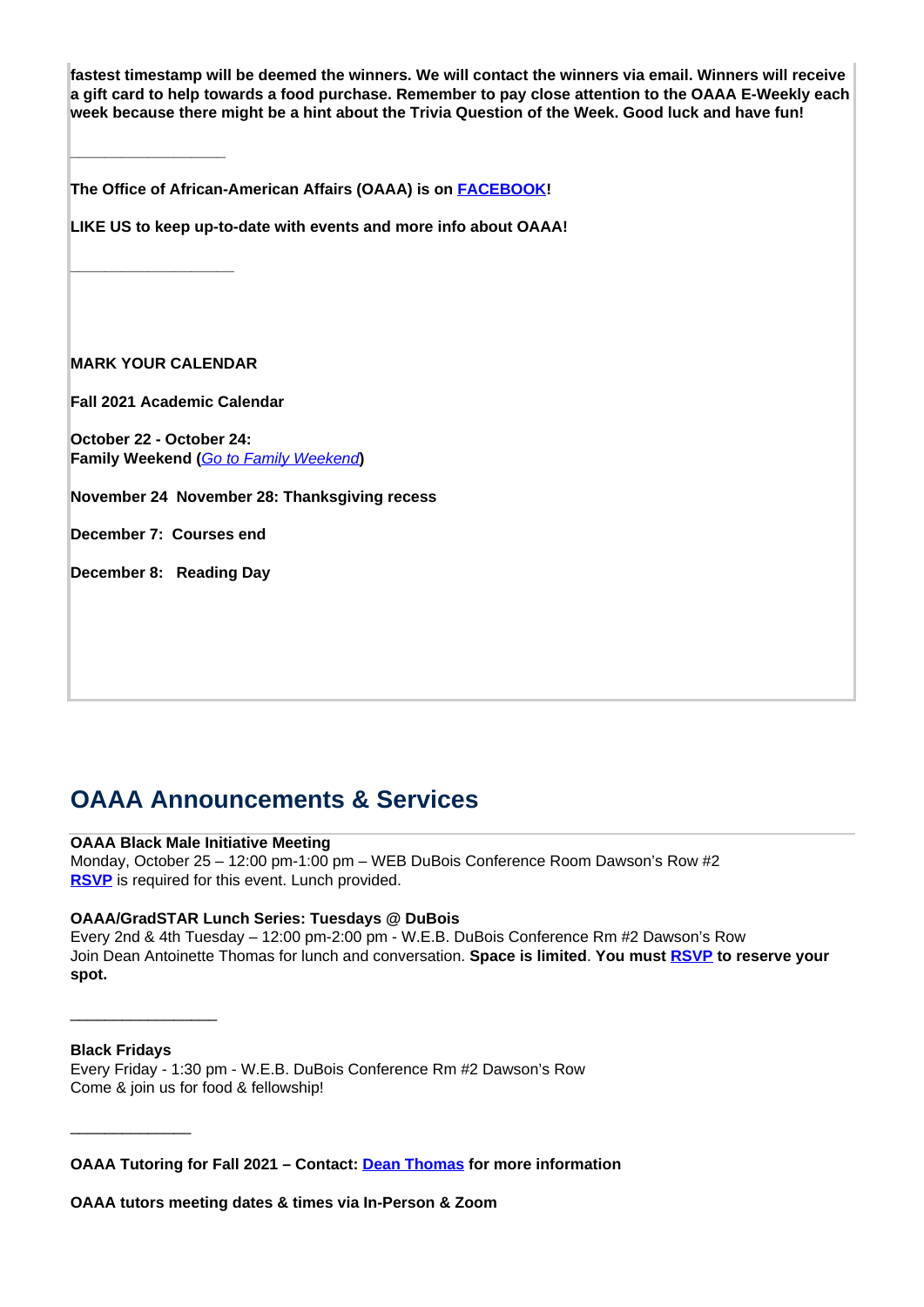**fastest timestamp will be deemed the winners. We will contact the winners via email. Winners will receive a gift card to help towards a food purchase. Remember to pay close attention to the OAAA E-Weekly each week because there might be a hint about the Trivia Question of the Week. Good luck and have fun!**

\_\_\_\_\_\_\_\_\_\_\_\_\_\_\_\_\_\_

**The Office of African-American Affairs (OAAA) is on FACEBOOK!**

**LIKE US to keep up-to-date with events and more info about OAAA!**

\_\_\_\_\_\_\_\_\_\_\_\_\_\_\_\_\_\_\_

**MARK YOUR CALENDAR**

**Fall 2021 Academic Calendar**

**October 22 - October 24:**
**Family Weekend (*Go to Family Weekend*)**

**November 24 November 28: Thanksgiving recess**

**December 7: Courses end**

**December 8: Reading Day**

## OAAA Announcements & Services

**OAAA Black Male Initiative Meeting**
Monday, October 25 – 12:00 pm-1:00 pm – WEB DuBois Conference Room Dawson's Row #2
**RSVP** is required for this event. Lunch provided.

**OAAA/GradSTAR Lunch Series: Tuesdays @ DuBois**
Every 2nd & 4th Tuesday – 12:00 pm-2:00 pm - W.E.B. DuBois Conference Rm #2 Dawson's Row
Join Dean Antoinette Thomas for lunch and conversation. **Space is limited**. **You must RSVP to reserve your spot.**

\_\_\_\_\_\_\_\_\_\_\_\_\_\_\_\_\_

**Black Fridays**
Every Friday - 1:30 pm - W.E.B. DuBois Conference Rm #2 Dawson's Row
Come & join us for food & fellowship!

\_\_\_\_\_\_\_\_\_\_\_\_\_\_

**OAAA Tutoring for Fall 2021 – Contact: Dean Thomas for more information**

**OAAA tutors meeting dates & times via In-Person & Zoom**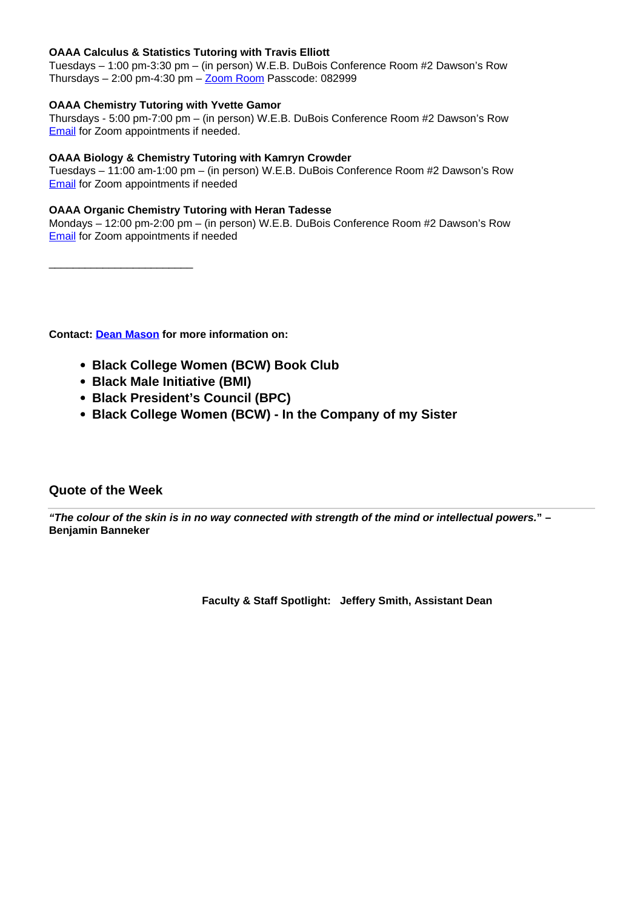**OAAA Calculus & Statistics Tutoring with Travis Elliott**
Tuesdays – 1:00 pm-3:30 pm – (in person) W.E.B. DuBois Conference Room #2 Dawson's Row
Thursdays – 2:00 pm-4:30 pm – Zoom Room Passcode: 082999

**OAAA Chemistry Tutoring with Yvette Gamor**
Thursdays - 5:00 pm-7:00 pm – (in person) W.E.B. DuBois Conference Room #2 Dawson's Row
Email for Zoom appointments if needed.

**OAAA Biology & Chemistry Tutoring with Kamryn Crowder**
Tuesdays – 11:00 am-1:00 pm – (in person) W.E.B. DuBois Conference Room #2 Dawson's Row
Email for Zoom appointments if needed

**OAAA Organic Chemistry Tutoring with Heran Tadesse**
Mondays – 12:00 pm-2:00 pm – (in person) W.E.B. DuBois Conference Room #2 Dawson's Row
Email for Zoom appointments if needed

________________________

**Contact: Dean Mason for more information on:**

- **Black College Women (BCW) Book Club**
- **Black Male Initiative (BMI)**
- **Black President's Council (BPC)**
- **Black College Women (BCW) - In the Company of my Sister**

## Quote of the Week

***"The colour of the skin is in no way connected with strength of the mind or intellectual powers."* – Benjamin Banneker**

**Faculty & Staff Spotlight: Jeffery Smith, Assistant Dean**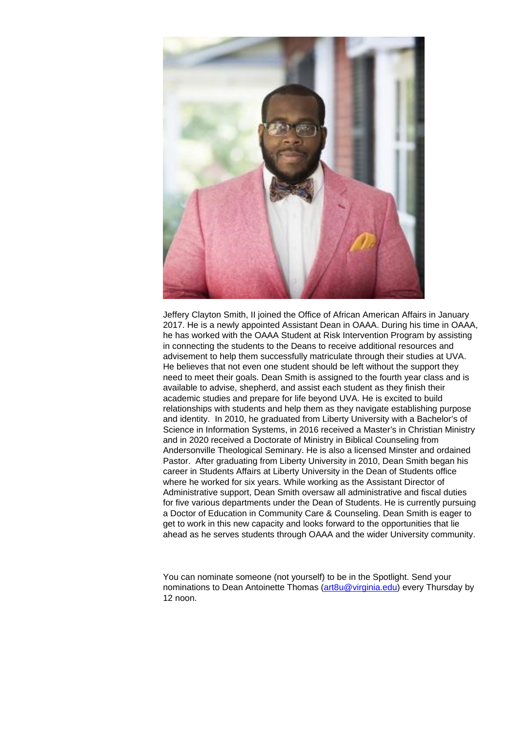Jeffery Clayton Smith, II joined the Office of African American Affairs in January 2017. He is a newly appointed Assistant Dean in OAAA. During his time in OAAA, he has worked with the OAAA Student at Risk Intervention Program by assisting in connecting the students to the Deans to receive additional resources and advisement to help them successfully matriculate through their studies at UVA. He believes that not even one student should be left without the support they need to meet their goals. Dean Smith is assigned to the fourth year class and is available to advise, shepherd, and assist each student as they finish their academic studies and prepare for life beyond UVA. He is excited to build relationships with students and help them as they navigate establishing purpose and identity.  In 2010, he graduated from Liberty University with a Bachelor's of Science in Information Systems, in 2016 received a Master's in Christian Ministry and in 2020 received a Doctorate of Ministry in Biblical Counseling from Andersonville Theological Seminary. He is also a licensed Minster and ordained Pastor.  After graduating from Liberty University in 2010, Dean Smith began his career in Students Affairs at Liberty University in the Dean of Students office where he worked for six years. While working as the Assistant Director of Administrative support, Dean Smith oversaw all administrative and fiscal duties for five various departments under the Dean of Students. He is currently pursuing a Doctor of Education in Community Care & Counseling. Dean Smith is eager to get to work in this new capacity and looks forward to the opportunities that lie ahead as he serves students through OAAA and the wider University community.

You can nominate someone (not yourself) to be in the Spotlight. Send your nominations to Dean Antoinette Thomas (art8u@virginia.edu) every Thursday by 12 noon.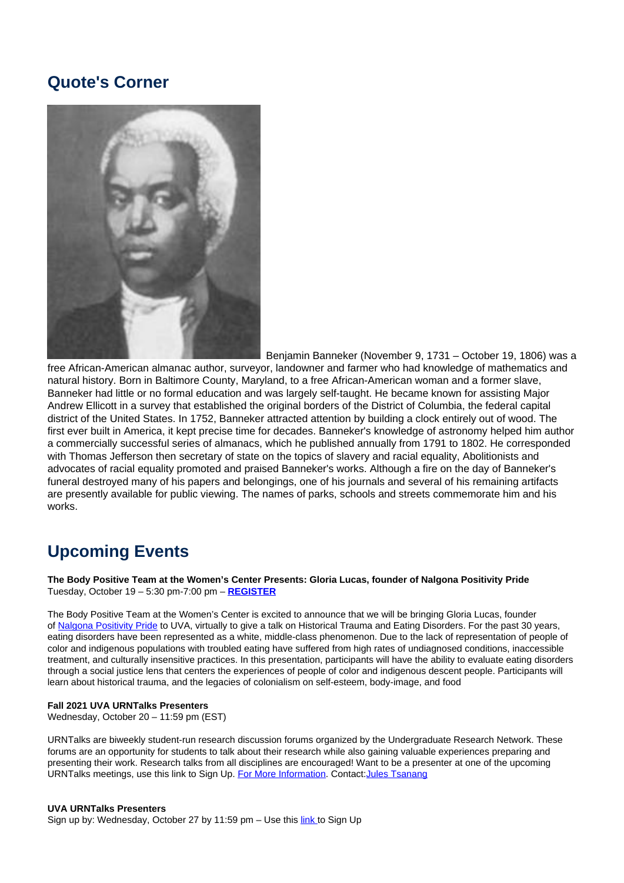## Quote's Corner

Benjamin Banneker (November 9, 1731 – October 19, 1806) was a free African-American almanac author, surveyor, landowner and farmer who had knowledge of mathematics and natural history. Born in Baltimore County, Maryland, to a free African-American woman and a former slave, Banneker had little or no formal education and was largely self-taught. He became known for assisting Major Andrew Ellicott in a survey that established the original borders of the District of Columbia, the federal capital district of the United States. In 1752, Banneker attracted attention by building a clock entirely out of wood. The first ever built in America, it kept precise time for decades. Banneker's knowledge of astronomy helped him author a commercially successful series of almanacs, which he published annually from 1791 to 1802. He corresponded with Thomas Jefferson then secretary of state on the topics of slavery and racial equality, Abolitionists and advocates of racial equality promoted and praised Banneker's works. Although a fire on the day of Banneker's funeral destroyed many of his papers and belongings, one of his journals and several of his remaining artifacts are presently available for public viewing. The names of parks, schools and streets commemorate him and his works.

## Upcoming Events

**The Body Positive Team at the Women's Center Presents: Gloria Lucas, founder of Nalgona Positivity Pride**
Tuesday, October 19 – 5:30 pm-7:00 pm – **REGISTER**

The Body Positive Team at the Women's Center is excited to announce that we will be bringing Gloria Lucas, founder of Nalgona Positivity Pride to UVA, virtually to give a talk on Historical Trauma and Eating Disorders. For the past 30 years, eating disorders have been represented as a white, middle-class phenomenon. Due to the lack of representation of people of color and indigenous populations with troubled eating have suffered from high rates of undiagnosed conditions, inaccessible treatment, and culturally insensitive practices. In this presentation, participants will have the ability to evaluate eating disorders through a social justice lens that centers the experiences of people of color and indigenous descent people. Participants will learn about historical trauma, and the legacies of colonialism on self-esteem, body-image, and food

**Fall 2021 UVA URNTalks Presenters**
Wednesday, October 20 – 11:59 pm (EST)

URNTalks are biweekly student-run research discussion forums organized by the Undergraduate Research Network. These forums are an opportunity for students to talk about their research while also gaining valuable experiences preparing and presenting their work. Research talks from all disciplines are encouraged! Want to be a presenter at one of the upcoming URNTalks meetings, use this link to Sign Up. For More Information. Contact:Jules Tsanang

**UVA URNTalks Presenters**
Sign up by: Wednesday, October 27 by 11:59 pm – Use this link to Sign Up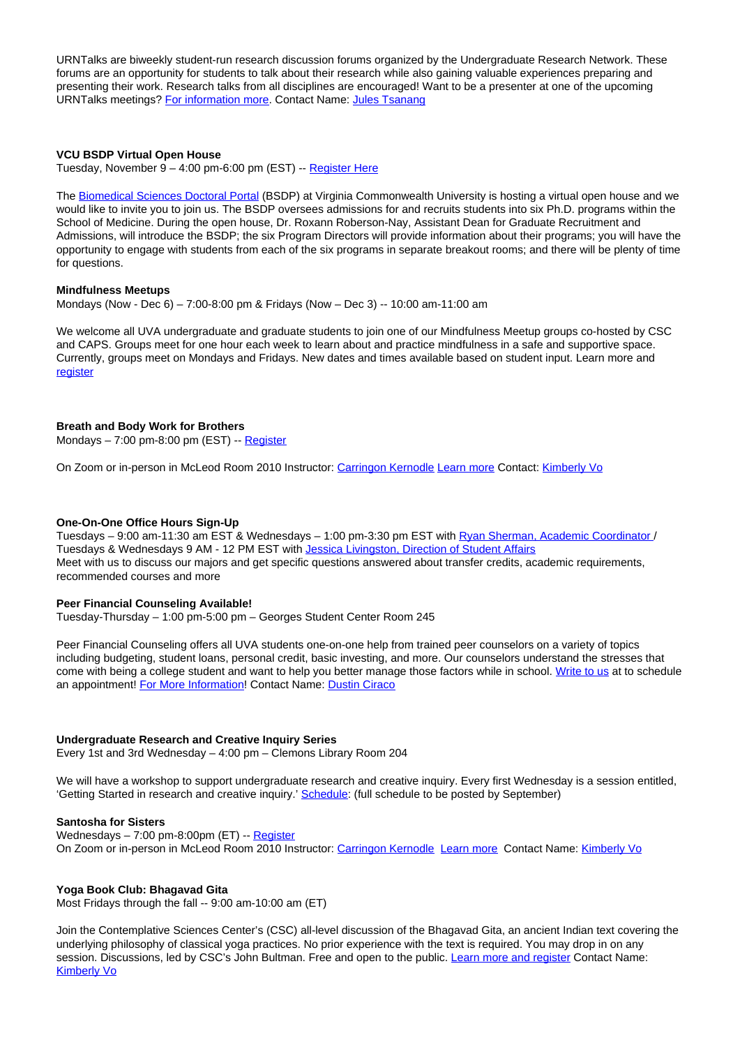URNTalks are biweekly student-run research discussion forums organized by the Undergraduate Research Network. These forums are an opportunity for students to talk about their research while also gaining valuable experiences preparing and presenting their work. Research talks from all disciplines are encouraged! Want to be a presenter at one of the upcoming URNTalks meetings? For information more. Contact Name: Jules Tsanang

**VCU BSDP Virtual Open House**
Tuesday, November 9 – 4:00 pm-6:00 pm (EST) -- Register Here

The Biomedical Sciences Doctoral Portal (BSDP) at Virginia Commonwealth University is hosting a virtual open house and we would like to invite you to join us. The BSDP oversees admissions for and recruits students into six Ph.D. programs within the School of Medicine. During the open house, Dr. Roxann Roberson-Nay, Assistant Dean for Graduate Recruitment and Admissions, will introduce the BSDP; the six Program Directors will provide information about their programs; you will have the opportunity to engage with students from each of the six programs in separate breakout rooms; and there will be plenty of time for questions.

**Mindfulness Meetups**
Mondays (Now - Dec 6) – 7:00-8:00 pm & Fridays (Now – Dec 3) -- 10:00 am-11:00 am

We welcome all UVA undergraduate and graduate students to join one of our Mindfulness Meetup groups co-hosted by CSC and CAPS. Groups meet for one hour each week to learn about and practice mindfulness in a safe and supportive space. Currently, groups meet on Mondays and Fridays. New dates and times available based on student input. Learn more and register

**Breath and Body Work for Brothers**
Mondays – 7:00 pm-8:00 pm (EST) -- Register

On Zoom or in-person in McLeod Room 2010 Instructor: Carringon Kernodle Learn more Contact: Kimberly Vo

**One-On-One Office Hours Sign-Up**
Tuesdays – 9:00 am-11:30 am EST & Wednesdays – 1:00 pm-3:30 pm EST with Ryan Sherman, Academic Coordinator / Tuesdays & Wednesdays 9 AM - 12 PM EST with Jessica Livingston, Direction of Student Affairs
Meet with us to discuss our majors and get specific questions answered about transfer credits, academic requirements, recommended courses and more

**Peer Financial Counseling Available!**
Tuesday-Thursday – 1:00 pm-5:00 pm – Georges Student Center Room 245

Peer Financial Counseling offers all UVA students one-on-one help from trained peer counselors on a variety of topics including budgeting, student loans, personal credit, basic investing, and more. Our counselors understand the stresses that come with being a college student and want to help you better manage those factors while in school. Write to us at to schedule an appointment! For More Information! Contact Name: Dustin Ciraco

**Undergraduate Research and Creative Inquiry Series**
Every 1st and 3rd Wednesday – 4:00 pm – Clemons Library Room 204

We will have a workshop to support undergraduate research and creative inquiry. Every first Wednesday is a session entitled, 'Getting Started in research and creative inquiry.' Schedule: (full schedule to be posted by September)

**Santosha for Sisters**
Wednesdays – 7:00 pm-8:00pm (ET) -- Register
On Zoom or in-person in McLeod Room 2010 Instructor: Carringon Kernodle Learn more Contact Name: Kimberly Vo

**Yoga Book Club: Bhagavad Gita**
Most Fridays through the fall -- 9:00 am-10:00 am (ET)

Join the Contemplative Sciences Center's (CSC) all-level discussion of the Bhagavad Gita, an ancient Indian text covering the underlying philosophy of classical yoga practices. No prior experience with the text is required. You may drop in on any session. Discussions, led by CSC's John Bultman. Free and open to the public. Learn more and register Contact Name: Kimberly Vo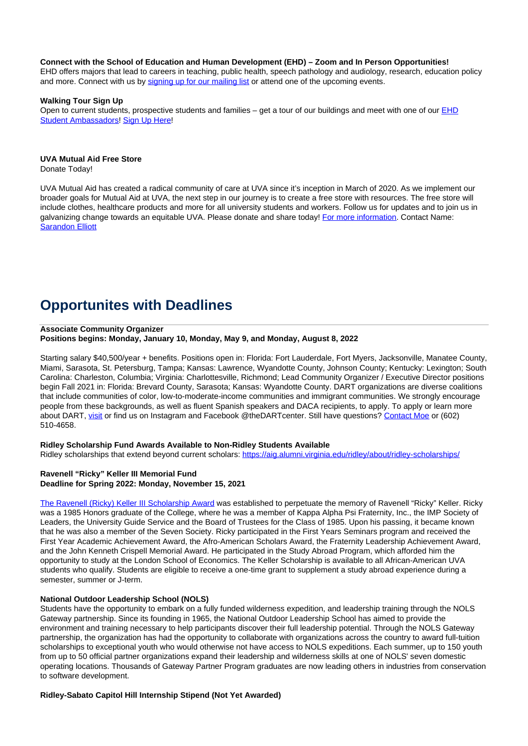**Connect with the School of Education and Human Development (EHD) – Zoom and In Person Opportunities!**
EHD offers majors that lead to careers in teaching, public health, speech pathology and audiology, research, education policy and more. Connect with us by signing up for our mailing list or attend one of the upcoming events.

**Walking Tour Sign Up**
Open to current students, prospective students and families – get a tour of our buildings and meet with one of our EHD Student Ambassadors! Sign Up Here!

**UVA Mutual Aid Free Store**
Donate Today!

UVA Mutual Aid has created a radical community of care at UVA since it's inception in March of 2020. As we implement our broader goals for Mutual Aid at UVA, the next step in our journey is to create a free store with resources. The free store will include clothes, healthcare products and more for all university students and workers. Follow us for updates and to join us in galvanizing change towards an equitable UVA. Please donate and share today! For more information. Contact Name: Sarandon Elliott

# Opportunites with Deadlines

**Associate Community Organizer**
**Positions begins: Monday, January 10, Monday, May 9, and Monday, August 8, 2022**

Starting salary $40,500/year + benefits. Positions open in: Florida: Fort Lauderdale, Fort Myers, Jacksonville, Manatee County, Miami, Sarasota, St. Petersburg, Tampa; Kansas: Lawrence, Wyandotte County, Johnson County; Kentucky: Lexington; South Carolina: Charleston, Columbia; Virginia: Charlottesville, Richmond; Lead Community Organizer / Executive Director positions begin Fall 2021 in: Florida: Brevard County, Sarasota; Kansas: Wyandotte County. DART organizations are diverse coalitions that include communities of color, low-to-moderate-income communities and immigrant communities. We strongly encourage people from these backgrounds, as well as fluent Spanish speakers and DACA recipients, to apply. To apply or learn more about DART, visit or find us on Instagram and Facebook @theDARTcenter. Still have questions? Contact Moe or (602) 510-4658.

**Ridley Scholarship Fund Awards Available to Non-Ridley Students Available**
Ridley scholarships that extend beyond current scholars: https://aig.alumni.virginia.edu/ridley/about/ridley-scholarships/

**Ravenell "Ricky" Keller III Memorial Fund**
**Deadline for Spring 2022: Monday, November 15, 2021**

The Ravenell (Ricky) Keller III Scholarship Award was established to perpetuate the memory of Ravenell "Ricky" Keller. Ricky was a 1985 Honors graduate of the College, where he was a member of Kappa Alpha Psi Fraternity, Inc., the IMP Society of Leaders, the University Guide Service and the Board of Trustees for the Class of 1985. Upon his passing, it became known that he was also a member of the Seven Society. Ricky participated in the First Years Seminars program and received the First Year Academic Achievement Award, the Afro-American Scholars Award, the Fraternity Leadership Achievement Award, and the John Kenneth Crispell Memorial Award. He participated in the Study Abroad Program, which afforded him the opportunity to study at the London School of Economics. The Keller Scholarship is available to all African-American UVA students who qualify. Students are eligible to receive a one-time grant to supplement a study abroad experience during a semester, summer or J-term.

**National Outdoor Leadership School (NOLS)**
Students have the opportunity to embark on a fully funded wilderness expedition, and leadership training through the NOLS Gateway partnership. Since its founding in 1965, the National Outdoor Leadership School has aimed to provide the environment and training necessary to help participants discover their full leadership potential. Through the NOLS Gateway partnership, the organization has had the opportunity to collaborate with organizations across the country to award full-tuition scholarships to exceptional youth who would otherwise not have access to NOLS expeditions. Each summer, up to 150 youth from up to 50 official partner organizations expand their leadership and wilderness skills at one of NOLS' seven domestic operating locations. Thousands of Gateway Partner Program graduates are now leading others in industries from conservation to software development.

**Ridley-Sabato Capitol Hill Internship Stipend (Not Yet Awarded)**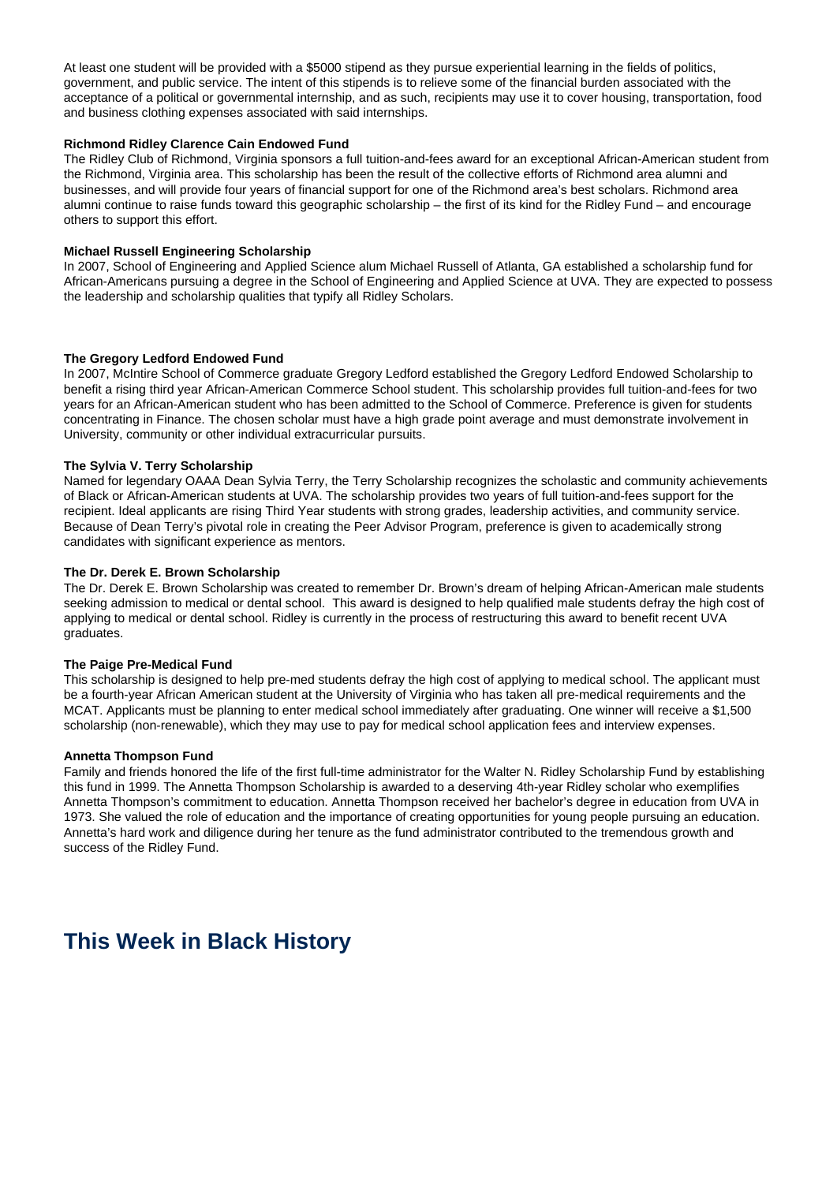At least one student will be provided with a $5000 stipend as they pursue experiential learning in the fields of politics, government, and public service. The intent of this stipends is to relieve some of the financial burden associated with the acceptance of a political or governmental internship, and as such, recipients may use it to cover housing, transportation, food and business clothing expenses associated with said internships.

**Richmond Ridley Clarence Cain Endowed Fund**

The Ridley Club of Richmond, Virginia sponsors a full tuition-and-fees award for an exceptional African-American student from the Richmond, Virginia area. This scholarship has been the result of the collective efforts of Richmond area alumni and businesses, and will provide four years of financial support for one of the Richmond area's best scholars. Richmond area alumni continue to raise funds toward this geographic scholarship – the first of its kind for the Ridley Fund – and encourage others to support this effort.

**Michael Russell Engineering Scholarship**

In 2007, School of Engineering and Applied Science alum Michael Russell of Atlanta, GA established a scholarship fund for African-Americans pursuing a degree in the School of Engineering and Applied Science at UVA. They are expected to possess the leadership and scholarship qualities that typify all Ridley Scholars.

**The Gregory Ledford Endowed Fund**

In 2007, McIntire School of Commerce graduate Gregory Ledford established the Gregory Ledford Endowed Scholarship to benefit a rising third year African-American Commerce School student. This scholarship provides full tuition-and-fees for two years for an African-American student who has been admitted to the School of Commerce. Preference is given for students concentrating in Finance. The chosen scholar must have a high grade point average and must demonstrate involvement in University, community or other individual extracurricular pursuits.

**The Sylvia V. Terry Scholarship**

Named for legendary OAAA Dean Sylvia Terry, the Terry Scholarship recognizes the scholastic and community achievements of Black or African-American students at UVA. The scholarship provides two years of full tuition-and-fees support for the recipient. Ideal applicants are rising Third Year students with strong grades, leadership activities, and community service. Because of Dean Terry's pivotal role in creating the Peer Advisor Program, preference is given to academically strong candidates with significant experience as mentors.

**The Dr. Derek E. Brown Scholarship**

The Dr. Derek E. Brown Scholarship was created to remember Dr. Brown's dream of helping African-American male students seeking admission to medical or dental school. This award is designed to help qualified male students defray the high cost of applying to medical or dental school. Ridley is currently in the process of restructuring this award to benefit recent UVA graduates.

**The Paige Pre-Medical Fund**

This scholarship is designed to help pre-med students defray the high cost of applying to medical school. The applicant must be a fourth-year African American student at the University of Virginia who has taken all pre-medical requirements and the MCAT. Applicants must be planning to enter medical school immediately after graduating. One winner will receive a $1,500 scholarship (non-renewable), which they may use to pay for medical school application fees and interview expenses.

**Annetta Thompson Fund**

Family and friends honored the life of the first full-time administrator for the Walter N. Ridley Scholarship Fund by establishing this fund in 1999. The Annetta Thompson Scholarship is awarded to a deserving 4th-year Ridley scholar who exemplifies Annetta Thompson's commitment to education. Annetta Thompson received her bachelor's degree in education from UVA in 1973. She valued the role of education and the importance of creating opportunities for young people pursuing an education. Annetta's hard work and diligence during her tenure as the fund administrator contributed to the tremendous growth and success of the Ridley Fund.

## This Week in Black History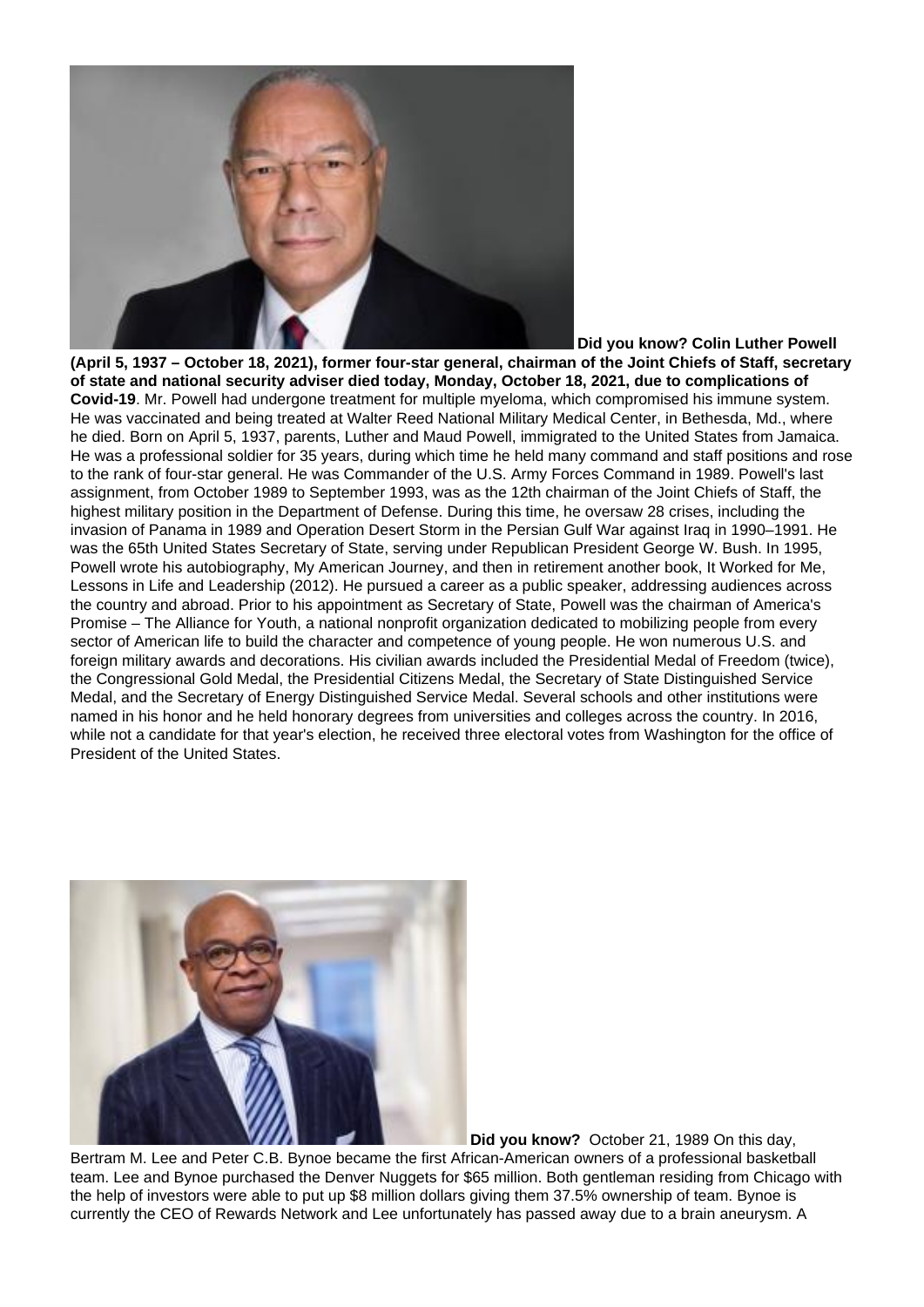**Did you know? Colin Luther Powell (April 5, 1937 – October 18, 2021), former four-star general, chairman of the Joint Chiefs of Staff, secretary of state and national security adviser died today, Monday, October 18, 2021, due to complications of Covid-19**. Mr. Powell had undergone treatment for multiple myeloma, which compromised his immune system. He was vaccinated and being treated at Walter Reed National Military Medical Center, in Bethesda, Md., where he died. Born on April 5, 1937, parents, Luther and Maud Powell, immigrated to the United States from Jamaica. He was a professional soldier for 35 years, during which time he held many command and staff positions and rose to the rank of four-star general. He was Commander of the U.S. Army Forces Command in 1989. Powell's last assignment, from October 1989 to September 1993, was as the 12th chairman of the Joint Chiefs of Staff, the highest military position in the Department of Defense. During this time, he oversaw 28 crises, including the invasion of Panama in 1989 and Operation Desert Storm in the Persian Gulf War against Iraq in 1990–1991. He was the 65th United States Secretary of State, serving under Republican President George W. Bush. In 1995, Powell wrote his autobiography, My American Journey, and then in retirement another book, It Worked for Me, Lessons in Life and Leadership (2012). He pursued a career as a public speaker, addressing audiences across the country and abroad. Prior to his appointment as Secretary of State, Powell was the chairman of America's Promise – The Alliance for Youth, a national nonprofit organization dedicated to mobilizing people from every sector of American life to build the character and competence of young people. He won numerous U.S. and foreign military awards and decorations. His civilian awards included the Presidential Medal of Freedom (twice), the Congressional Gold Medal, the Presidential Citizens Medal, the Secretary of State Distinguished Service Medal, and the Secretary of Energy Distinguished Service Medal. Several schools and other institutions were named in his honor and he held honorary degrees from universities and colleges across the country. In 2016, while not a candidate for that year's election, he received three electoral votes from Washington for the office of President of the United States.

**Did you know?** October 21, 1989 On this day, Bertram M. Lee and Peter C.B. Bynoe became the first African-American owners of a professional basketball team. Lee and Bynoe purchased the Denver Nuggets for $65 million. Both gentleman residing from Chicago with the help of investors were able to put up $8 million dollars giving them 37.5% ownership of team. Bynoe is currently the CEO of Rewards Network and Lee unfortunately has passed away due to a brain aneurysm. A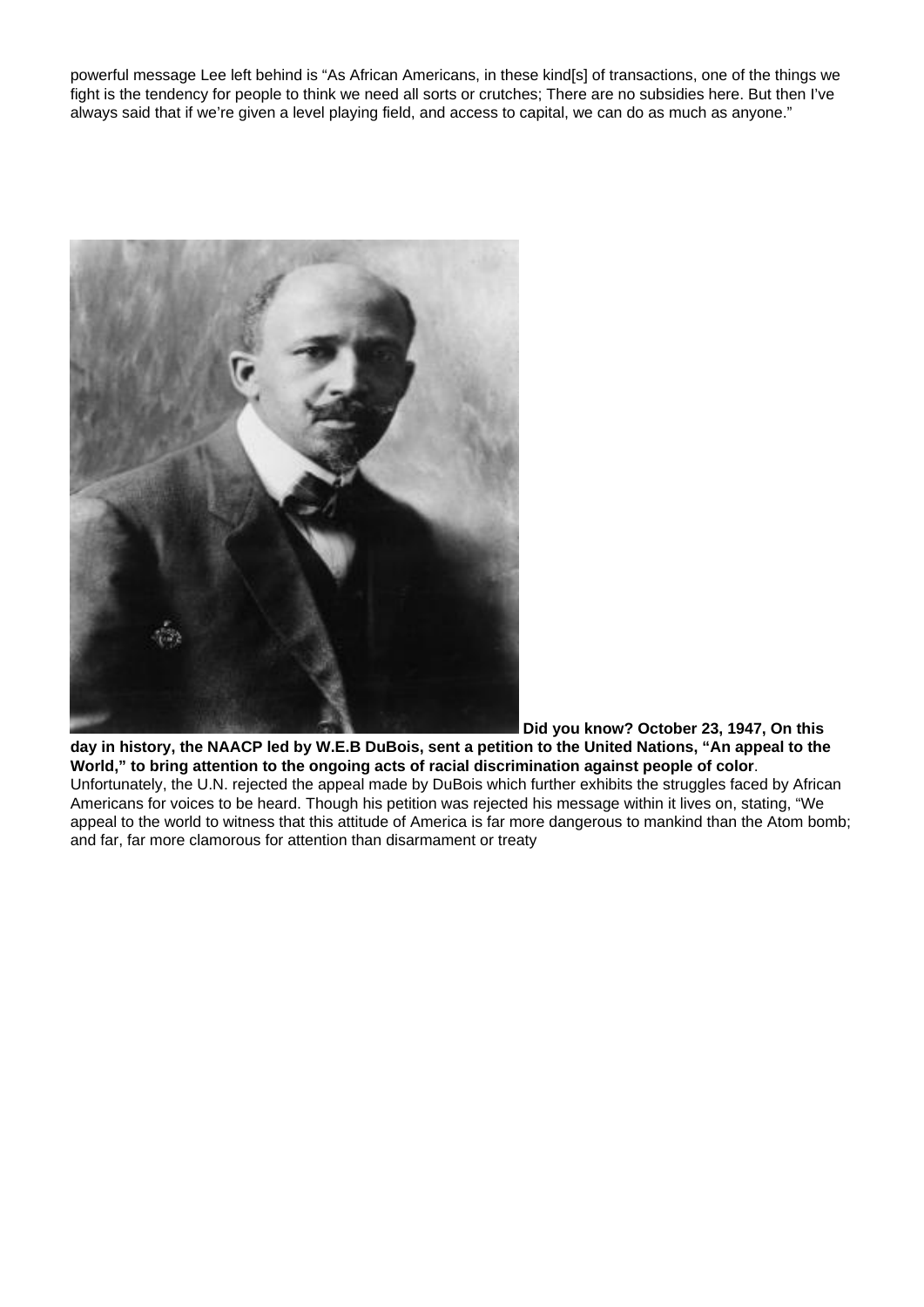powerful message Lee left behind is “As African Americans, in these kind[s] of transactions, one of the things we fight is the tendency for people to think we need all sorts or crutches; There are no subsidies here. But then I’ve always said that if we’re given a level playing field, and access to capital, we can do as much as anyone.”

**Did you know? October 23, 1947, On this day in history, the NAACP led by W.E.B DuBois, sent a petition to the United Nations, “An appeal to the World,” to bring attention to the ongoing acts of racial discrimination against people of color**. Unfortunately, the U.N. rejected the appeal made by DuBois which further exhibits the struggles faced by African Americans for voices to be heard. Though his petition was rejected his message within it lives on, stating, “We appeal to the world to witness that this attitude of America is far more dangerous to mankind than the Atom bomb; and far, far more clamorous for attention than disarmament or treaty